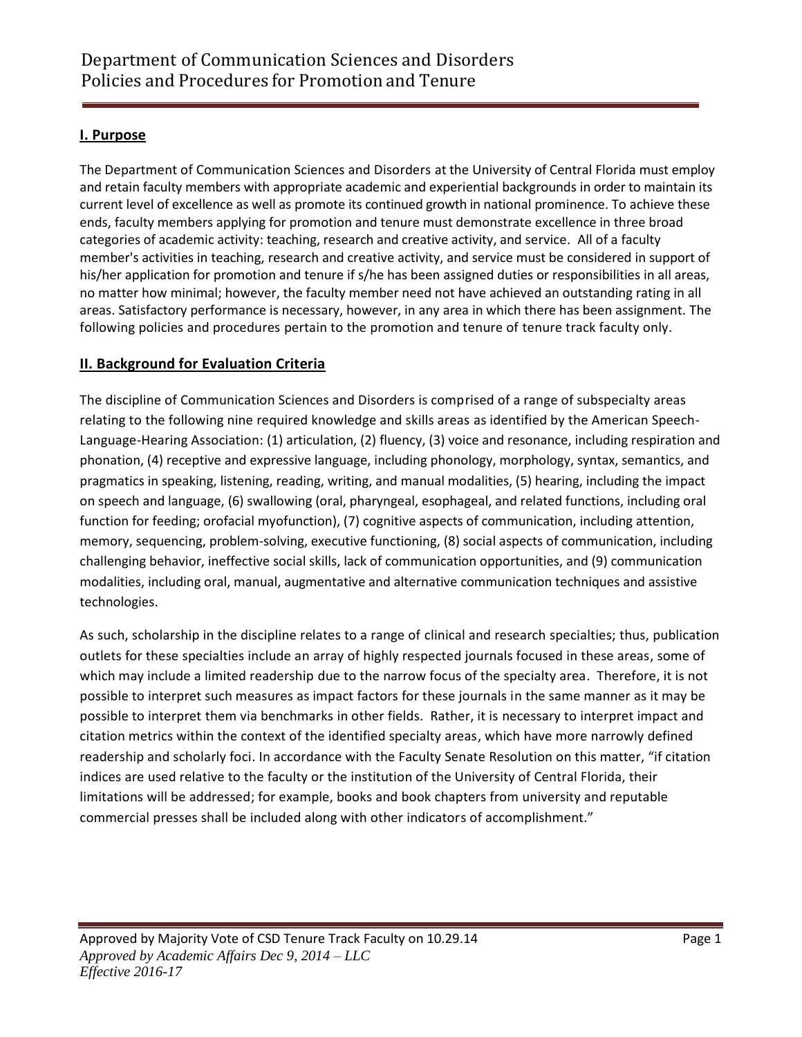# Department of Communication Sciences and Disorders
# Policies and Procedures for Promotion and Tenure

## I. Purpose

The Department of Communication Sciences and Disorders at the University of Central Florida must employ and retain faculty members with appropriate academic and experiential backgrounds in order to maintain its current level of excellence as well as promote its continued growth in national prominence. To achieve these ends, faculty members applying for promotion and tenure must demonstrate excellence in three broad categories of academic activity: teaching, research and creative activity, and service. All of a faculty member's activities in teaching, research and creative activity, and service must be considered in support of his/her application for promotion and tenure if s/he has been assigned duties or responsibilities in all areas, no matter how minimal; however, the faculty member need not have achieved an outstanding rating in all areas. Satisfactory performance is necessary, however, in any area in which there has been assignment. The following policies and procedures pertain to the promotion and tenure of tenure track faculty only.

## II. Background for Evaluation Criteria

The discipline of Communication Sciences and Disorders is comprised of a range of subspecialty areas relating to the following nine required knowledge and skills areas as identified by the American Speech-Language-Hearing Association: (1) articulation, (2) fluency, (3) voice and resonance, including respiration and phonation, (4) receptive and expressive language, including phonology, morphology, syntax, semantics, and pragmatics in speaking, listening, reading, writing, and manual modalities, (5) hearing, including the impact on speech and language, (6) swallowing (oral, pharyngeal, esophageal, and related functions, including oral function for feeding; orofacial myofunction), (7) cognitive aspects of communication, including attention, memory, sequencing, problem-solving, executive functioning, (8) social aspects of communication, including challenging behavior, ineffective social skills, lack of communication opportunities, and (9) communication modalities, including oral, manual, augmentative and alternative communication techniques and assistive technologies.

As such, scholarship in the discipline relates to a range of clinical and research specialties; thus, publication outlets for these specialties include an array of highly respected journals focused in these areas, some of which may include a limited readership due to the narrow focus of the specialty area. Therefore, it is not possible to interpret such measures as impact factors for these journals in the same manner as it may be possible to interpret them via benchmarks in other fields. Rather, it is necessary to interpret impact and citation metrics within the context of the identified specialty areas, which have more narrowly defined readership and scholarly foci. In accordance with the Faculty Senate Resolution on this matter, "if citation indices are used relative to the faculty or the institution of the University of Central Florida, their limitations will be addressed; for example, books and book chapters from university and reputable commercial presses shall be included along with other indicators of accomplishment."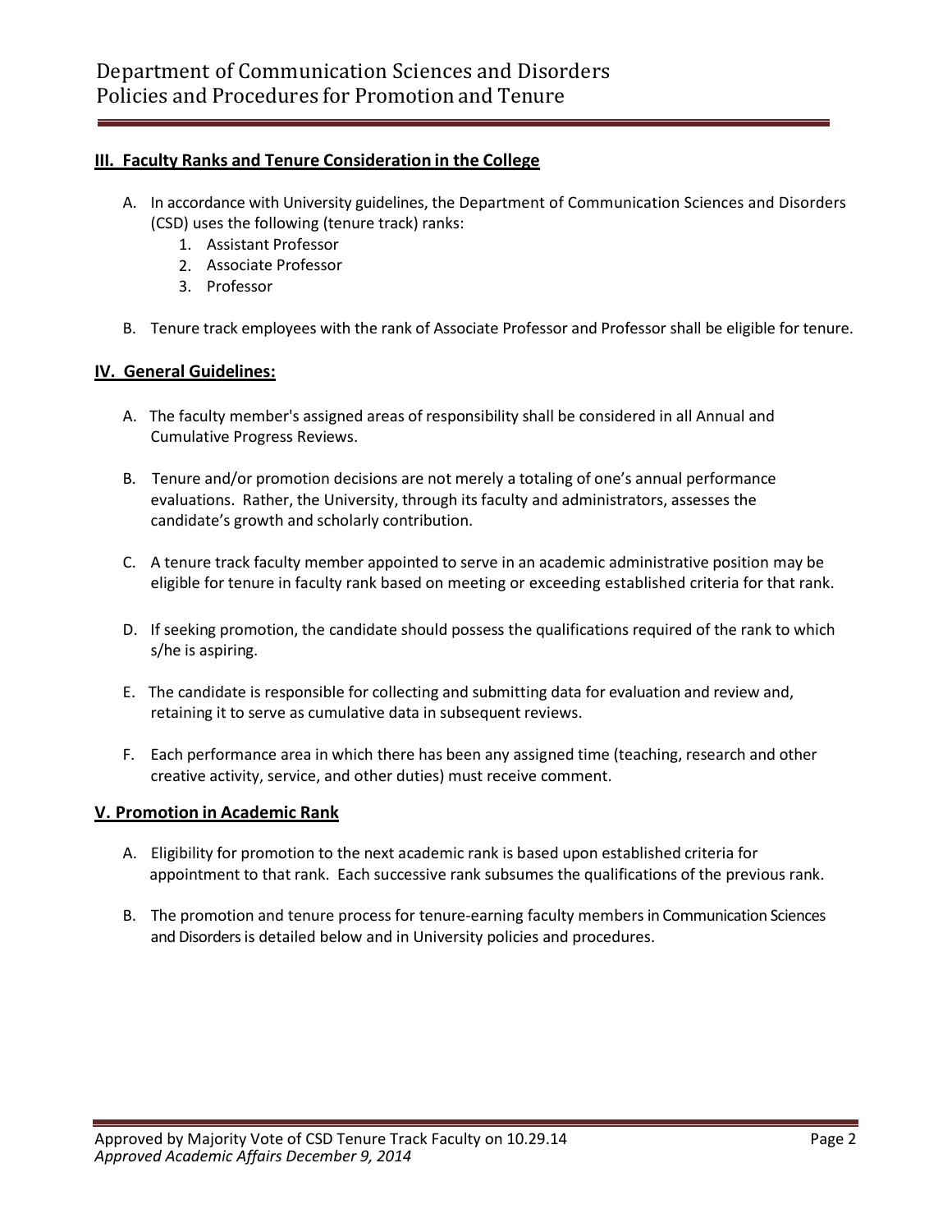## III. Faculty Ranks and Tenure Consideration in the College

A. In accordance with University guidelines, the Department of Communication Sciences and Disorders (CSD) uses the following (tenure track) ranks:
   1. Assistant Professor
   2. Associate Professor
   3. Professor

B. Tenure track employees with the rank of Associate Professor and Professor shall be eligible for tenure.

## IV. General Guidelines:

A. The faculty member's assigned areas of responsibility shall be considered in all Annual and Cumulative Progress Reviews.

B. Tenure and/or promotion decisions are not merely a totaling of one's annual performance evaluations. Rather, the University, through its faculty and administrators, assesses the candidate's growth and scholarly contribution.

C. A tenure track faculty member appointed to serve in an academic administrative position may be eligible for tenure in faculty rank based on meeting or exceeding established criteria for that rank.

D. If seeking promotion, the candidate should possess the qualifications required of the rank to which s/he is aspiring.

E. The candidate is responsible for collecting and submitting data for evaluation and review and, retaining it to serve as cumulative data in subsequent reviews.

F. Each performance area in which there has been any assigned time (teaching, research and other creative activity, service, and other duties) must receive comment.

## V. Promotion in Academic Rank

A. Eligibility for promotion to the next academic rank is based upon established criteria for appointment to that rank. Each successive rank subsumes the qualifications of the previous rank.

B. The promotion and tenure process for tenure-earning faculty members in Communication Sciences and Disorders is detailed below and in University policies and procedures.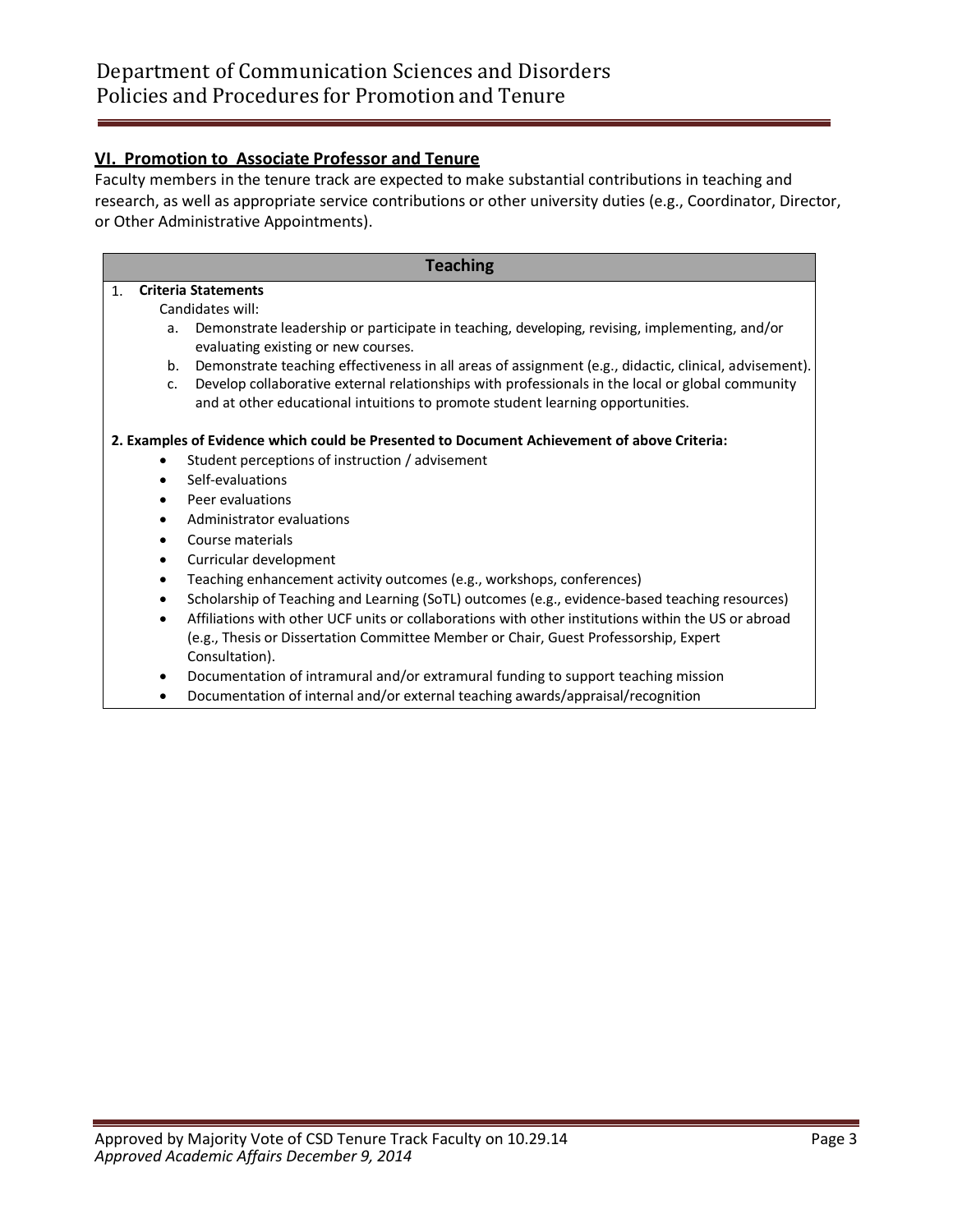## VI. Promotion to Associate Professor and Tenure

Faculty members in the tenure track are expected to make substantial contributions in teaching and research, as well as appropriate service contributions or other university duties (e.g., Coordinator, Director, or Other Administrative Appointments).

### Teaching

1. **Criteria Statements**

   Candidates will:

   a. Demonstrate leadership or participate in teaching, developing, revising, implementing, and/or evaluating existing or new courses.
   
   b. Demonstrate teaching effectiveness in all areas of assignment (e.g., didactic, clinical, advisement).
   
   c. Develop collaborative external relationships with professionals in the local or global community and at other educational intuitions to promote student learning opportunities.

**2. Examples of Evidence which could be Presented to Document Achievement of above Criteria:**

- Student perceptions of instruction / advisement
- Self-evaluations
- Peer evaluations
- Administrator evaluations
- Course materials
- Curricular development
- Teaching enhancement activity outcomes (e.g., workshops, conferences)
- Scholarship of Teaching and Learning (SoTL) outcomes (e.g., evidence-based teaching resources)
- Affiliations with other UCF units or collaborations with other institutions within the US or abroad (e.g., Thesis or Dissertation Committee Member or Chair, Guest Professorship, Expert Consultation).
- Documentation of intramural and/or extramural funding to support teaching mission
- Documentation of internal and/or external teaching awards/appraisal/recognition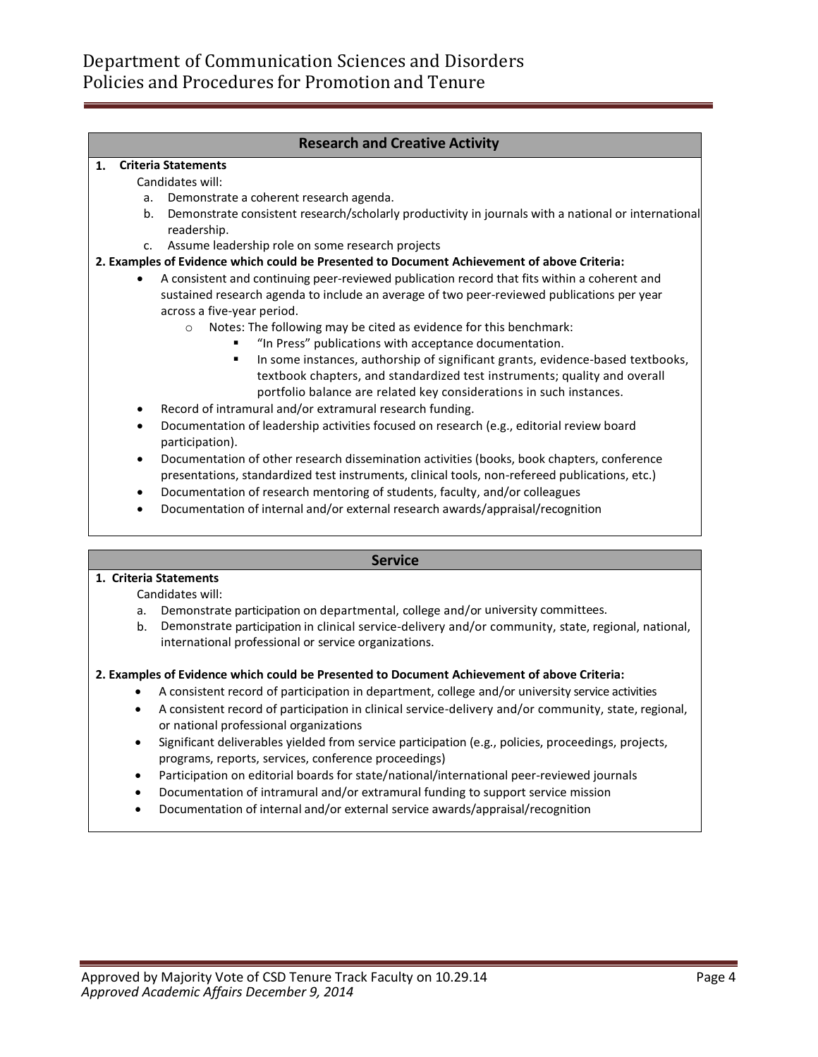## Research and Creative Activity

**1. Criteria Statements**

Candidates will:

a. Demonstrate a coherent research agenda.
b. Demonstrate consistent research/scholarly productivity in journals with a national or international readership.
c. Assume leadership role on some research projects

**2. Examples of Evidence which could be Presented to Document Achievement of above Criteria:**

- A consistent and continuing peer-reviewed publication record that fits within a coherent and sustained research agenda to include an average of two peer-reviewed publications per year across a five-year period.
  - Notes: The following may be cited as evidence for this benchmark:
    - "In Press" publications with acceptance documentation.
    - In some instances, authorship of significant grants, evidence-based textbooks, textbook chapters, and standardized test instruments; quality and overall portfolio balance are related key considerations in such instances.
- Record of intramural and/or extramural research funding.
- Documentation of leadership activities focused on research (e.g., editorial review board participation).
- Documentation of other research dissemination activities (books, book chapters, conference presentations, standardized test instruments, clinical tools, non-refereed publications, etc.)
- Documentation of research mentoring of students, faculty, and/or colleagues
- Documentation of internal and/or external research awards/appraisal/recognition

## Service

**1. Criteria Statements**

Candidates will:

a. Demonstrate participation on departmental, college and/or university committees.
b. Demonstrate participation in clinical service-delivery and/or community, state, regional, national, international professional or service organizations.

**2. Examples of Evidence which could be Presented to Document Achievement of above Criteria:**

- A consistent record of participation in department, college and/or university service activities
- A consistent record of participation in clinical service-delivery and/or community, state, regional, or national professional organizations
- Significant deliverables yielded from service participation (e.g., policies, proceedings, projects, programs, reports, services, conference proceedings)
- Participation on editorial boards for state/national/international peer-reviewed journals
- Documentation of intramural and/or extramural funding to support service mission
- Documentation of internal and/or external service awards/appraisal/recognition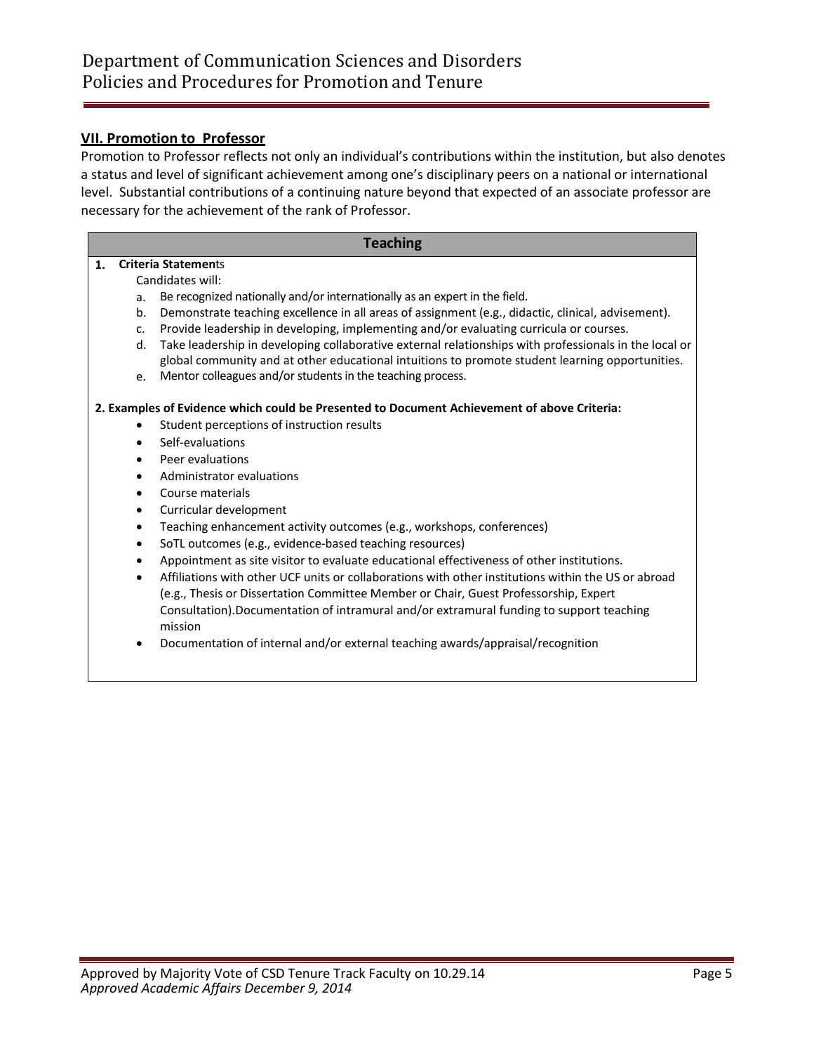## VII. Promotion to Professor

Promotion to Professor reflects not only an individual's contributions within the institution, but also denotes a status and level of significant achievement among one's disciplinary peers on a national or international level. Substantial contributions of a continuing nature beyond that expected of an associate professor are necessary for the achievement of the rank of Professor.

### Teaching

**1. Criteria Statements**

Candidates will:

a. Be recognized nationally and/or internationally as an expert in the field.
b. Demonstrate teaching excellence in all areas of assignment (e.g., didactic, clinical, advisement).
c. Provide leadership in developing, implementing and/or evaluating curricula or courses.
d. Take leadership in developing collaborative external relationships with professionals in the local or global community and at other educational intuitions to promote student learning opportunities.
e. Mentor colleagues and/or students in the teaching process.

**2. Examples of Evidence which could be Presented to Document Achievement of above Criteria:**

- Student perceptions of instruction results
- Self-evaluations
- Peer evaluations
- Administrator evaluations
- Course materials
- Curricular development
- Teaching enhancement activity outcomes (e.g., workshops, conferences)
- SoTL outcomes (e.g., evidence-based teaching resources)
- Appointment as site visitor to evaluate educational effectiveness of other institutions.
- Affiliations with other UCF units or collaborations with other institutions within the US or abroad (e.g., Thesis or Dissertation Committee Member or Chair, Guest Professorship, Expert Consultation).Documentation of intramural and/or extramural funding to support teaching mission
- Documentation of internal and/or external teaching awards/appraisal/recognition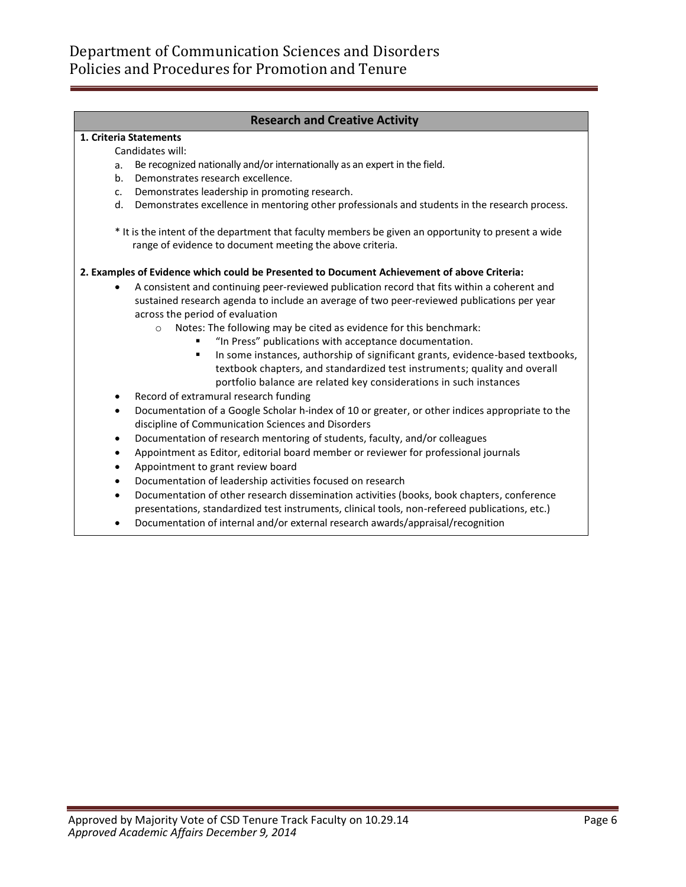## Research and Creative Activity

**1. Criteria Statements**

Candidates will:

a. Be recognized nationally and/or internationally as an expert in the field.
b. Demonstrates research excellence.
c. Demonstrates leadership in promoting research.
d. Demonstrates excellence in mentoring other professionals and students in the research process.

\* It is the intent of the department that faculty members be given an opportunity to present a wide range of evidence to document meeting the above criteria.

**2. Examples of Evidence which could be Presented to Document Achievement of above Criteria:**

- A consistent and continuing peer-reviewed publication record that fits within a coherent and sustained research agenda to include an average of two peer-reviewed publications per year across the period of evaluation
  - Notes: The following may be cited as evidence for this benchmark:
    - "In Press" publications with acceptance documentation.
    - In some instances, authorship of significant grants, evidence-based textbooks, textbook chapters, and standardized test instruments; quality and overall portfolio balance are related key considerations in such instances
- Record of extramural research funding
- Documentation of a Google Scholar h-index of 10 or greater, or other indices appropriate to the discipline of Communication Sciences and Disorders
- Documentation of research mentoring of students, faculty, and/or colleagues
- Appointment as Editor, editorial board member or reviewer for professional journals
- Appointment to grant review board
- Documentation of leadership activities focused on research
- Documentation of other research dissemination activities (books, book chapters, conference presentations, standardized test instruments, clinical tools, non-refereed publications, etc.)
- Documentation of internal and/or external research awards/appraisal/recognition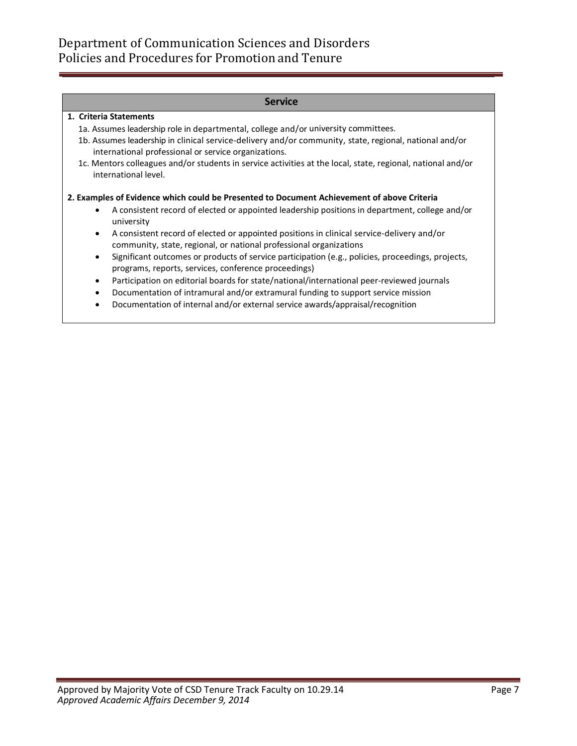## Service

**1. Criteria Statements**

1a. Assumes leadership role in departmental, college and/or university committees.

1b. Assumes leadership in clinical service-delivery and/or community, state, regional, national and/or international professional or service organizations.

1c. Mentors colleagues and/or students in service activities at the local, state, regional, national and/or international level.

**2. Examples of Evidence which could be Presented to Document Achievement of above Criteria**

- A consistent record of elected or appointed leadership positions in department, college and/or university
- A consistent record of elected or appointed positions in clinical service-delivery and/or community, state, regional, or national professional organizations
- Significant outcomes or products of service participation (e.g., policies, proceedings, projects, programs, reports, services, conference proceedings)
- Participation on editorial boards for state/national/international peer-reviewed journals
- Documentation of intramural and/or extramural funding to support service mission
- Documentation of internal and/or external service awards/appraisal/recognition